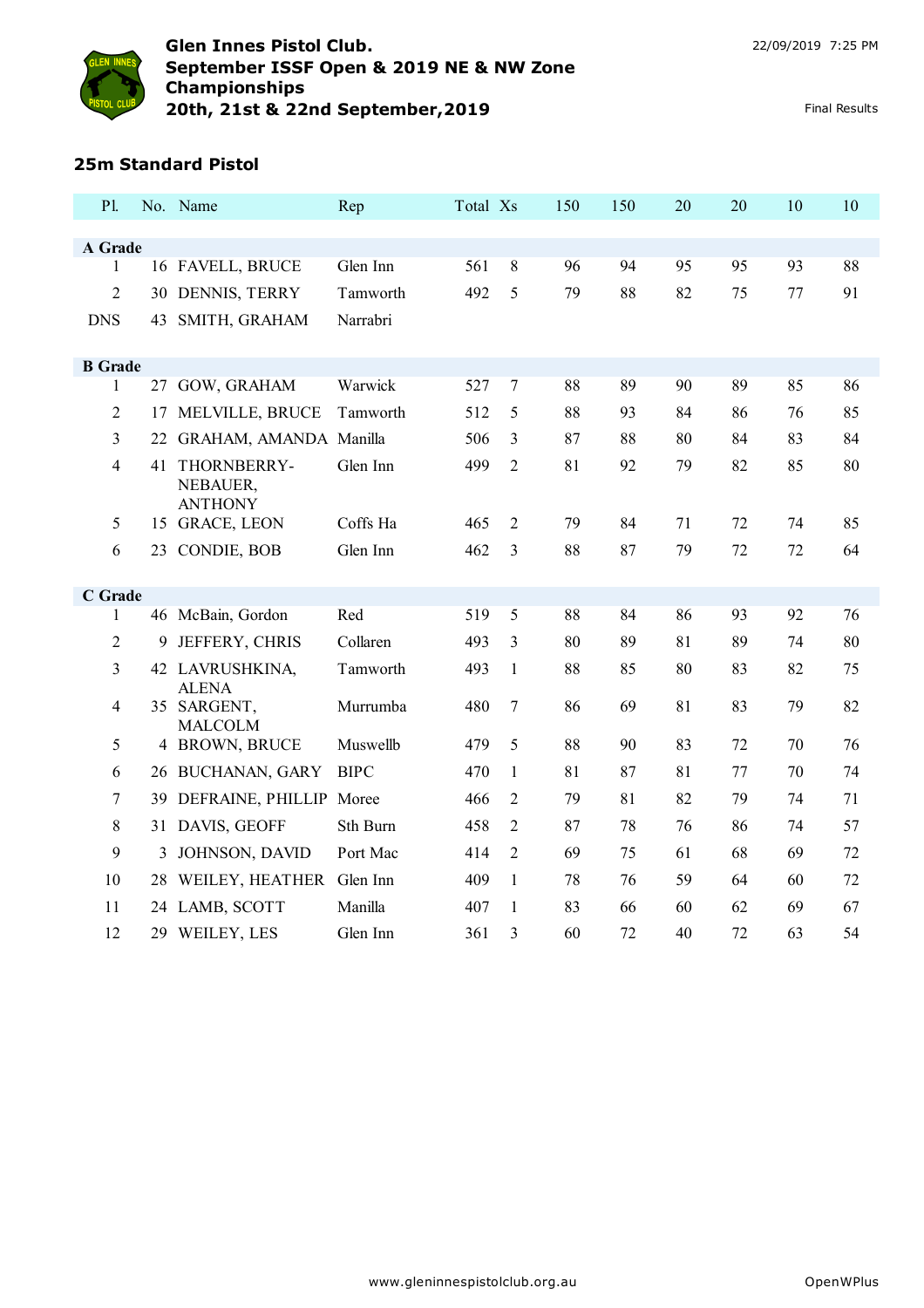# Glen Innes Pistol Club.
## September ISSF Open & 2019 NE & NW Zone Championships
## 20th, 21st & 22nd September,2019

22/09/2019 7:25 PM

Final Results

### 25m Standard Pistol

| Pl. | No. | Name | Rep | Total | Xs | 150 | 150 | 20 | 20 | 10 | 10 |
|---|---|---|---|---|---|---|---|---|---|---|---|
| **A Grade** | | | | | | | | | | | |
| 1 | 16 | FAVELL, BRUCE | Glen Inn | 561 | 8 | 96 | 94 | 95 | 95 | 93 | 88 |
| 2 | 30 | DENNIS, TERRY | Tamworth | 492 | 5 | 79 | 88 | 82 | 75 | 77 | 91 |
| DNS | 43 | SMITH, GRAHAM | Narrabri | | | | | | | | |
| **B Grade** | | | | | | | | | | | |
| 1 | 27 | GOW, GRAHAM | Warwick | 527 | 7 | 88 | 89 | 90 | 89 | 85 | 86 |
| 2 | 17 | MELVILLE, BRUCE | Tamworth | 512 | 5 | 88 | 93 | 84 | 86 | 76 | 85 |
| 3 | 22 | GRAHAM, AMANDA | Manilla | 506 | 3 | 87 | 88 | 80 | 84 | 83 | 84 |
| 4 | 41 | THORNBERRY-NEBAUER, ANTHONY | Glen Inn | 499 | 2 | 81 | 92 | 79 | 82 | 85 | 80 |
| 5 | 15 | GRACE, LEON | Coffs Ha | 465 | 2 | 79 | 84 | 71 | 72 | 74 | 85 |
| 6 | 23 | CONDIE, BOB | Glen Inn | 462 | 3 | 88 | 87 | 79 | 72 | 72 | 64 |
| **C Grade** | | | | | | | | | | | |
| 1 | 46 | McBain, Gordon | Red | 519 | 5 | 88 | 84 | 86 | 93 | 92 | 76 |
| 2 | 9 | JEFFERY, CHRIS | Collaren | 493 | 3 | 80 | 89 | 81 | 89 | 74 | 80 |
| 3 | 42 | LAVRUSHKINA, ALENA | Tamworth | 493 | 1 | 88 | 85 | 80 | 83 | 82 | 75 |
| 4 | 35 | SARGENT, MALCOLM | Murrumba | 480 | 7 | 86 | 69 | 81 | 83 | 79 | 82 |
| 5 | 4 | BROWN, BRUCE | Muswellb | 479 | 5 | 88 | 90 | 83 | 72 | 70 | 76 |
| 6 | 26 | BUCHANAN, GARY | BIPC | 470 | 1 | 81 | 87 | 81 | 77 | 70 | 74 |
| 7 | 39 | DEFRAINE, PHILLIP | Moree | 466 | 2 | 79 | 81 | 82 | 79 | 74 | 71 |
| 8 | 31 | DAVIS, GEOFF | Sth Burn | 458 | 2 | 87 | 78 | 76 | 86 | 74 | 57 |
| 9 | 3 | JOHNSON, DAVID | Port Mac | 414 | 2 | 69 | 75 | 61 | 68 | 69 | 72 |
| 10 | 28 | WEILEY, HEATHER | Glen Inn | 409 | 1 | 78 | 76 | 59 | 64 | 60 | 72 |
| 11 | 24 | LAMB, SCOTT | Manilla | 407 | 1 | 83 | 66 | 60 | 62 | 69 | 67 |
| 12 | 29 | WEILEY, LES | Glen Inn | 361 | 3 | 60 | 72 | 40 | 72 | 63 | 54 |

www.gleninnespistolclub.org.au

OpenWPlus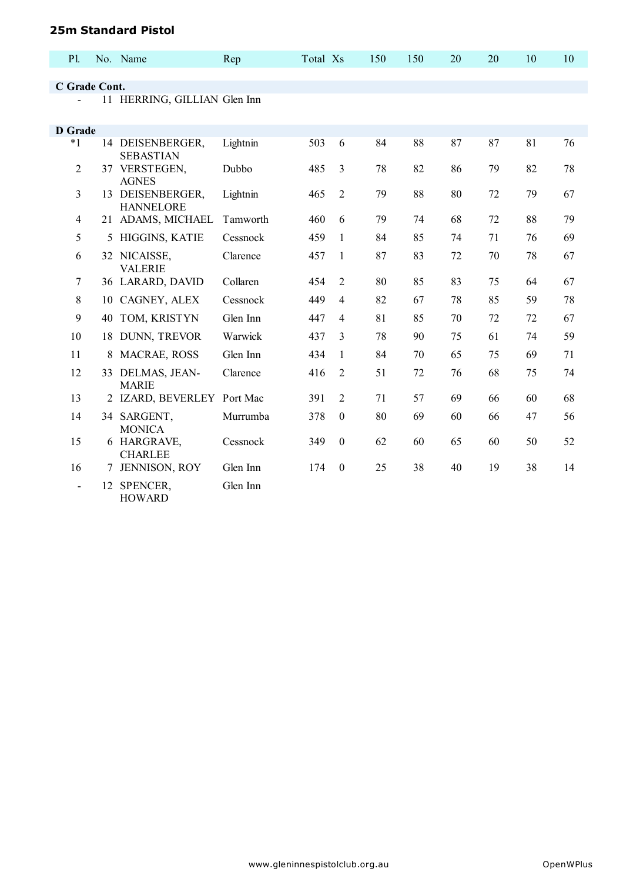## 25m Standard Pistol

| Pl. | No. | Name | Rep | Total | Xs | 150 | 150 | 20 | 20 | 10 | 10 |
|---|---|---|---|---|---|---|---|---|---|---|---|
| **C Grade Cont.** | | | | | | | | | | | |
| - | 11 | HERRING, GILLIAN | Glen Inn | | | | | | | | |
| **D Grade** | | | | | | | | | | | |
| *1 | 14 | DEISENBERGER, SEBASTIAN | Lightnin | 503 | 6 | 84 | 88 | 87 | 87 | 81 | 76 |
| 2 | 37 | VERSTEGEN, AGNES | Dubbo | 485 | 3 | 78 | 82 | 86 | 79 | 82 | 78 |
| 3 | 13 | DEISENBERGER, HANNELORE | Lightnin | 465 | 2 | 79 | 88 | 80 | 72 | 79 | 67 |
| 4 | 21 | ADAMS, MICHAEL | Tamworth | 460 | 6 | 79 | 74 | 68 | 72 | 88 | 79 |
| 5 | 5 | HIGGINS, KATIE | Cessnock | 459 | 1 | 84 | 85 | 74 | 71 | 76 | 69 |
| 6 | 32 | NICAISSE, VALERIE | Clarence | 457 | 1 | 87 | 83 | 72 | 70 | 78 | 67 |
| 7 | 36 | LARARD, DAVID | Collaren | 454 | 2 | 80 | 85 | 83 | 75 | 64 | 67 |
| 8 | 10 | CAGNEY, ALEX | Cessnock | 449 | 4 | 82 | 67 | 78 | 85 | 59 | 78 |
| 9 | 40 | TOM, KRISTYN | Glen Inn | 447 | 4 | 81 | 85 | 70 | 72 | 72 | 67 |
| 10 | 18 | DUNN, TREVOR | Warwick | 437 | 3 | 78 | 90 | 75 | 61 | 74 | 59 |
| 11 | 8 | MACRAE, ROSS | Glen Inn | 434 | 1 | 84 | 70 | 65 | 75 | 69 | 71 |
| 12 | 33 | DELMAS, JEAN-MARIE | Clarence | 416 | 2 | 51 | 72 | 76 | 68 | 75 | 74 |
| 13 | 2 | IZARD, BEVERLEY | Port Mac | 391 | 2 | 71 | 57 | 69 | 66 | 60 | 68 |
| 14 | 34 | SARGENT, MONICA | Murrumba | 378 | 0 | 80 | 69 | 60 | 66 | 47 | 56 |
| 15 | 6 | HARGRAVE, CHARLEE | Cessnock | 349 | 0 | 62 | 60 | 65 | 60 | 50 | 52 |
| 16 | 7 | JENNISON, ROY | Glen Inn | 174 | 0 | 25 | 38 | 40 | 19 | 38 | 14 |
| - | 12 | SPENCER, HOWARD | Glen Inn | | | | | | | | |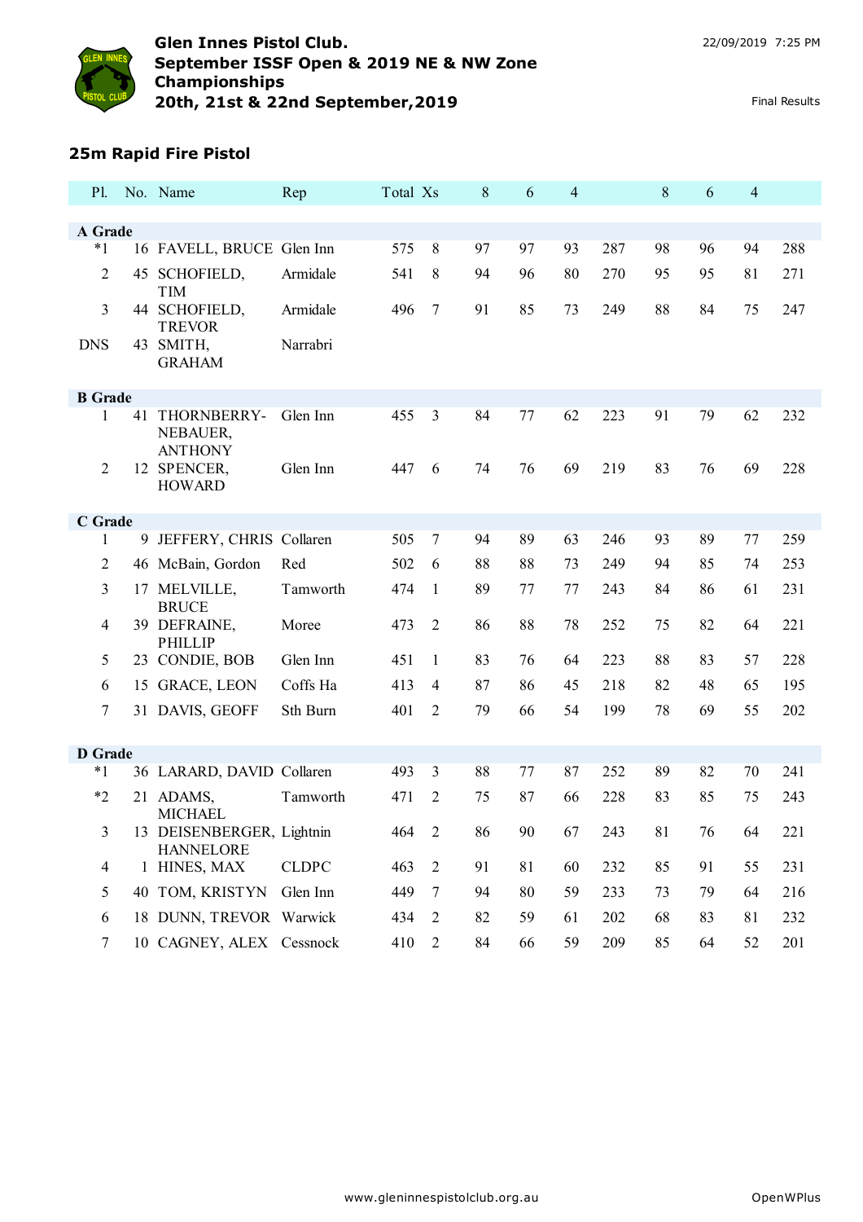# Glen Innes Pistol Club.
## September ISSF Open & 2019 NE & NW Zone Championships
## 20th, 21st & 22nd September,2019

22/09/2019 7:25 PM

Final Results

### 25m Rapid Fire Pistol

| Pl. | No. | Name | Rep | Total | Xs | 8 | 6 | 4 | | 8 | 6 | 4 | |
|---|---|---|---|---|---|---|---|---|---|---|---|---|---|
| **A Grade** | | | | | | | | | | | | | |
| *1 | 16 | FAVELL, BRUCE | Glen Inn | 575 | 8 | 97 | 97 | 93 | 287 | 98 | 96 | 94 | 288 |
| 2 | 45 | SCHOFIELD, TIM | Armidale | 541 | 8 | 94 | 96 | 80 | 270 | 95 | 95 | 81 | 271 |
| 3 | 44 | SCHOFIELD, TREVOR | Armidale | 496 | 7 | 91 | 85 | 73 | 249 | 88 | 84 | 75 | 247 |
| DNS | 43 | SMITH, GRAHAM | Narrabri | | | | | | | | | | |
| **B Grade** | | | | | | | | | | | | | |
| 1 | 41 | THORNBERRY-NEBAUER, ANTHONY | Glen Inn | 455 | 3 | 84 | 77 | 62 | 223 | 91 | 79 | 62 | 232 |
| 2 | 12 | SPENCER, HOWARD | Glen Inn | 447 | 6 | 74 | 76 | 69 | 219 | 83 | 76 | 69 | 228 |
| **C Grade** | | | | | | | | | | | | | |
| 1 | 9 | JEFFERY, CHRIS | Collaren | 505 | 7 | 94 | 89 | 63 | 246 | 93 | 89 | 77 | 259 |
| 2 | 46 | McBain, Gordon | Red | 502 | 6 | 88 | 88 | 73 | 249 | 94 | 85 | 74 | 253 |
| 3 | 17 | MELVILLE, BRUCE | Tamworth | 474 | 1 | 89 | 77 | 77 | 243 | 84 | 86 | 61 | 231 |
| 4 | 39 | DEFRAINE, PHILLIP | Moree | 473 | 2 | 86 | 88 | 78 | 252 | 75 | 82 | 64 | 221 |
| 5 | 23 | CONDIE, BOB | Glen Inn | 451 | 1 | 83 | 76 | 64 | 223 | 88 | 83 | 57 | 228 |
| 6 | 15 | GRACE, LEON | Coffs Ha | 413 | 4 | 87 | 86 | 45 | 218 | 82 | 48 | 65 | 195 |
| 7 | 31 | DAVIS, GEOFF | Sth Burn | 401 | 2 | 79 | 66 | 54 | 199 | 78 | 69 | 55 | 202 |
| **D Grade** | | | | | | | | | | | | | |
| *1 | 36 | LARARD, DAVID | Collaren | 493 | 3 | 88 | 77 | 87 | 252 | 89 | 82 | 70 | 241 |
| *2 | 21 | ADAMS, MICHAEL | Tamworth | 471 | 2 | 75 | 87 | 66 | 228 | 83 | 85 | 75 | 243 |
| 3 | 13 | DEISENBERGER, HANNELORE | Lightnin | 464 | 2 | 86 | 90 | 67 | 243 | 81 | 76 | 64 | 221 |
| 4 | 1 | HINES, MAX | CLDPC | 463 | 2 | 91 | 81 | 60 | 232 | 85 | 91 | 55 | 231 |
| 5 | 40 | TOM, KRISTYN | Glen Inn | 449 | 7 | 94 | 80 | 59 | 233 | 73 | 79 | 64 | 216 |
| 6 | 18 | DUNN, TREVOR | Warwick | 434 | 2 | 82 | 59 | 61 | 202 | 68 | 83 | 81 | 232 |
| 7 | 10 | CAGNEY, ALEX | Cessnock | 410 | 2 | 84 | 66 | 59 | 209 | 85 | 64 | 52 | 201 |

www.glenninnespistolclub.org.au

OpenWPlus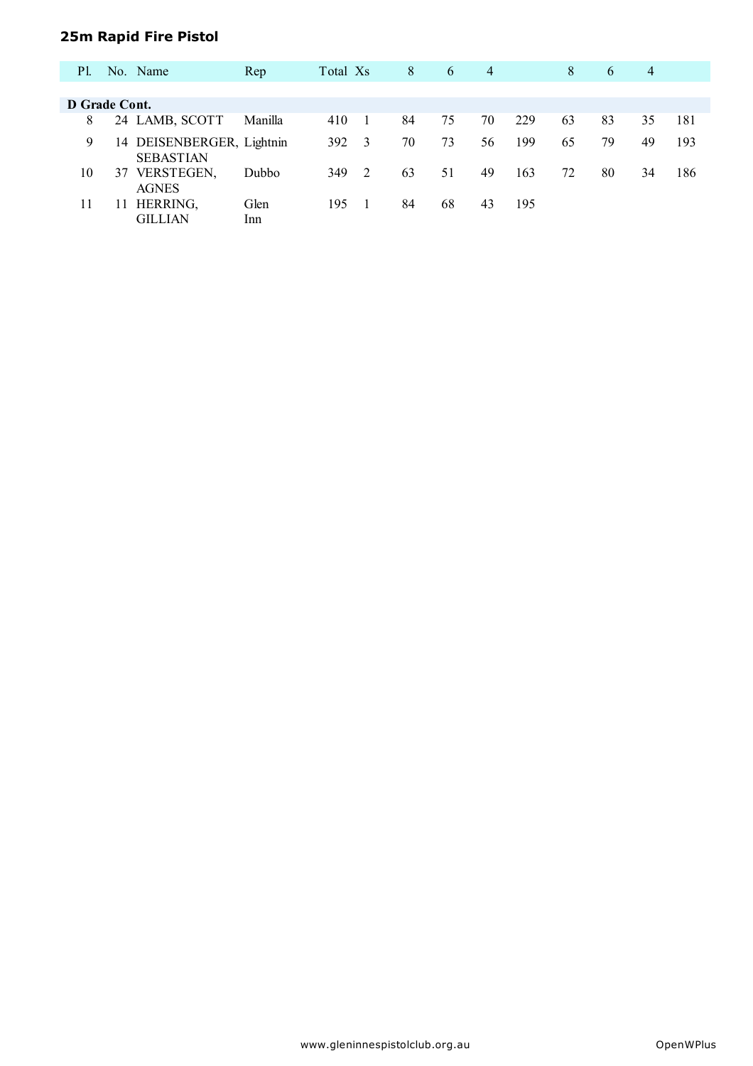## 25m Rapid Fire Pistol

| Pl. | No. | Name | Rep | Total | Xs | 8 | 6 | 4 | | 8 | 6 | 4 | |
|---|---|---|---|---|---|---|---|---|---|---|---|---|---|
| **D Grade Cont.** | | | | | | | | | | | | | |
| 8 | 24 | LAMB, SCOTT | Manilla | 410 | 1 | 84 | 75 | 70 | 229 | 63 | 83 | 35 | 181 |
| 9 | 14 | DEISENBERGER, SEBASTIAN | Lightnin | 392 | 3 | 70 | 73 | 56 | 199 | 65 | 79 | 49 | 193 |
| 10 | 37 | VERSTEGEN, AGNES | Dubbo | 349 | 2 | 63 | 51 | 49 | 163 | 72 | 80 | 34 | 186 |
| 11 | 11 | HERRING, GILLIAN | Glen Inn | 195 | 1 | 84 | 68 | 43 | 195 | | | | |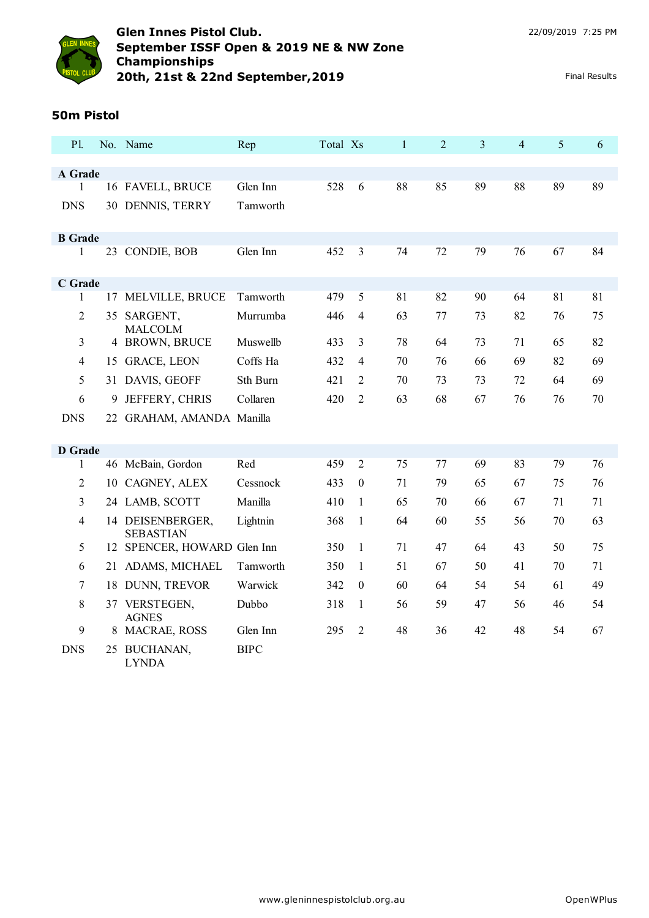# Glen Innes Pistol Club.
## September ISSF Open & 2019 NE & NW Zone Championships
## 20th, 21st & 22nd September,2019

22/09/2019 7:25 PM

Final Results

### 50m Pistol

| Pl. | No. | Name | Rep | Total | Xs | 1 | 2 | 3 | 4 | 5 | 6 |
|---|---|---|---|---|---|---|---|---|---|---|---|
| **A Grade** | | | | | | | | | | | |
| 1 | 16 | FAVELL, BRUCE | Glen Inn | 528 | 6 | 88 | 85 | 89 | 88 | 89 | 89 |
| DNS | 30 | DENNIS, TERRY | Tamworth | | | | | | | | |
| **B Grade** | | | | | | | | | | | |
| 1 | 23 | CONDIE, BOB | Glen Inn | 452 | 3 | 74 | 72 | 79 | 76 | 67 | 84 |
| **C Grade** | | | | | | | | | | | |
| 1 | 17 | MELVILLE, BRUCE | Tamworth | 479 | 5 | 81 | 82 | 90 | 64 | 81 | 81 |
| 2 | 35 | SARGENT, MALCOLM | Murrumba | 446 | 4 | 63 | 77 | 73 | 82 | 76 | 75 |
| 3 | 4 | BROWN, BRUCE | Muswellb | 433 | 3 | 78 | 64 | 73 | 71 | 65 | 82 |
| 4 | 15 | GRACE, LEON | Coffs Ha | 432 | 4 | 70 | 76 | 66 | 69 | 82 | 69 |
| 5 | 31 | DAVIS, GEOFF | Sth Burn | 421 | 2 | 70 | 73 | 73 | 72 | 64 | 69 |
| 6 | 9 | JEFFERY, CHRIS | Collaren | 420 | 2 | 63 | 68 | 67 | 76 | 76 | 70 |
| DNS | 22 | GRAHAM, AMANDA | Manilla | | | | | | | | |
| **D Grade** | | | | | | | | | | | |
| 1 | 46 | McBain, Gordon | Red | 459 | 2 | 75 | 77 | 69 | 83 | 79 | 76 |
| 2 | 10 | CAGNEY, ALEX | Cessnock | 433 | 0 | 71 | 79 | 65 | 67 | 75 | 76 |
| 3 | 24 | LAMB, SCOTT | Manilla | 410 | 1 | 65 | 70 | 66 | 67 | 71 | 71 |
| 4 | 14 | DEISENBERGER, SEBASTIAN | Lightnin | 368 | 1 | 64 | 60 | 55 | 56 | 70 | 63 |
| 5 | 12 | SPENCER, HOWARD | Glen Inn | 350 | 1 | 71 | 47 | 64 | 43 | 50 | 75 |
| 6 | 21 | ADAMS, MICHAEL | Tamworth | 350 | 1 | 51 | 67 | 50 | 41 | 70 | 71 |
| 7 | 18 | DUNN, TREVOR | Warwick | 342 | 0 | 60 | 64 | 54 | 54 | 61 | 49 |
| 8 | 37 | VERSTEGEN, AGNES | Dubbo | 318 | 1 | 56 | 59 | 47 | 56 | 46 | 54 |
| 9 | 8 | MACRAE, ROSS | Glen Inn | 295 | 2 | 48 | 36 | 42 | 48 | 54 | 67 |
| DNS | 25 | BUCHANAN, LYNDA | BIPC | | | | | | | | |

www.gleninnespistolclub.org.au OpenWPlus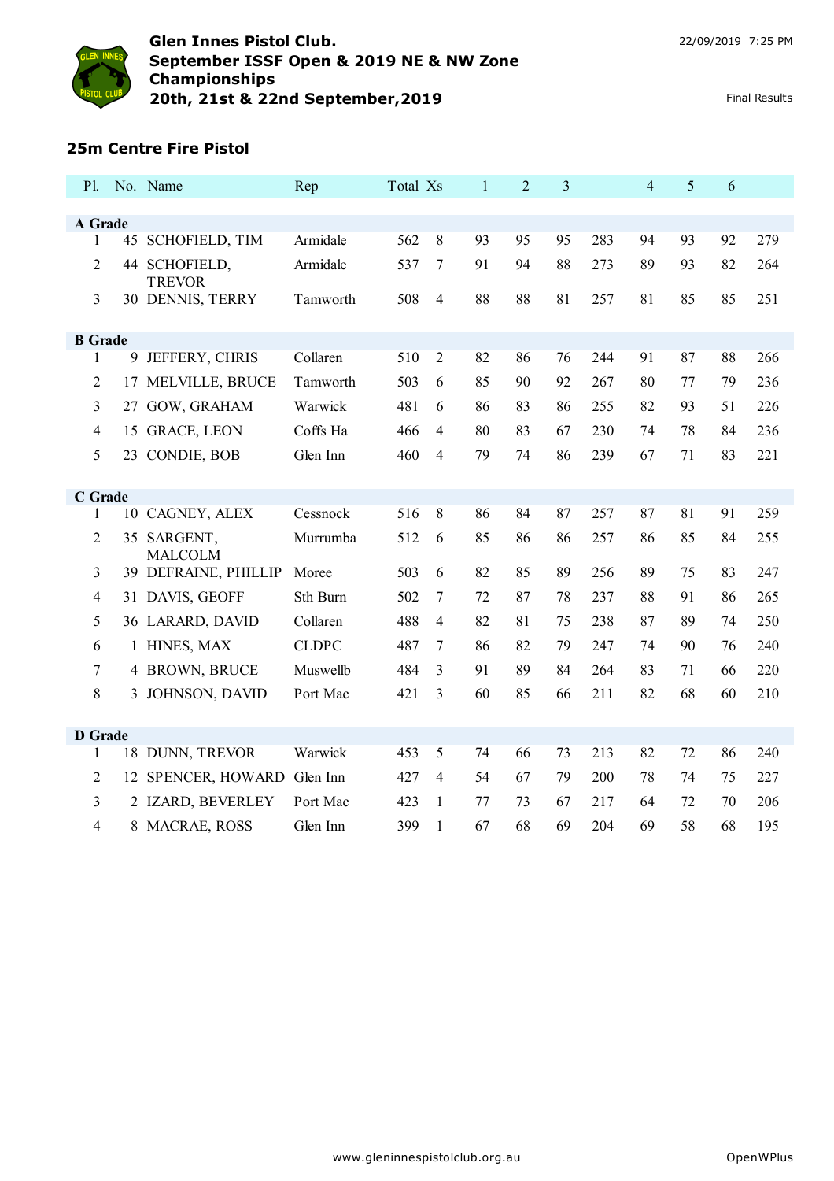**Glen Innes Pistol Club.**
**September ISSF Open & 2019 NE & NW Zone Championships**
**20th, 21st & 22nd September,2019**

22/09/2019 7:25 PM

Final Results

## 25m Centre Fire Pistol

| Pl. | No. | Name | Rep | Total | Xs | 1 | 2 | 3 | | 4 | 5 | 6 | |
|---|---|---|---|---|---|---|---|---|---|---|---|---|---|
| **A Grade** | | | | | | | | | | | | | |
| 1 | 45 | SCHOFIELD, TIM | Armidale | 562 | 8 | 93 | 95 | 95 | 283 | 94 | 93 | 92 | 279 |
| 2 | 44 | SCHOFIELD, TREVOR | Armidale | 537 | 7 | 91 | 94 | 88 | 273 | 89 | 93 | 82 | 264 |
| 3 | 30 | DENNIS, TERRY | Tamworth | 508 | 4 | 88 | 88 | 81 | 257 | 81 | 85 | 85 | 251 |
| **B Grade** | | | | | | | | | | | | | |
| 1 | 9 | JEFFERY, CHRIS | Collaren | 510 | 2 | 82 | 86 | 76 | 244 | 91 | 87 | 88 | 266 |
| 2 | 17 | MELVILLE, BRUCE | Tamworth | 503 | 6 | 85 | 90 | 92 | 267 | 80 | 77 | 79 | 236 |
| 3 | 27 | GOW, GRAHAM | Warwick | 481 | 6 | 86 | 83 | 86 | 255 | 82 | 93 | 51 | 226 |
| 4 | 15 | GRACE, LEON | Coffs Ha | 466 | 4 | 80 | 83 | 67 | 230 | 74 | 78 | 84 | 236 |
| 5 | 23 | CONDIE, BOB | Glen Inn | 460 | 4 | 79 | 74 | 86 | 239 | 67 | 71 | 83 | 221 |
| **C Grade** | | | | | | | | | | | | | |
| 1 | 10 | CAGNEY, ALEX | Cessnock | 516 | 8 | 86 | 84 | 87 | 257 | 87 | 81 | 91 | 259 |
| 2 | 35 | SARGENT, MALCOLM | Murrumba | 512 | 6 | 85 | 86 | 86 | 257 | 86 | 85 | 84 | 255 |
| 3 | 39 | DEFRAINE, PHILLIP | Moree | 503 | 6 | 82 | 85 | 89 | 256 | 89 | 75 | 83 | 247 |
| 4 | 31 | DAVIS, GEOFF | Sth Burn | 502 | 7 | 72 | 87 | 78 | 237 | 88 | 91 | 86 | 265 |
| 5 | 36 | LARARD, DAVID | Collaren | 488 | 4 | 82 | 81 | 75 | 238 | 87 | 89 | 74 | 250 |
| 6 | 1 | HINES, MAX | CLDPC | 487 | 7 | 86 | 82 | 79 | 247 | 74 | 90 | 76 | 240 |
| 7 | 4 | BROWN, BRUCE | Muswellb | 484 | 3 | 91 | 89 | 84 | 264 | 83 | 71 | 66 | 220 |
| 8 | 3 | JOHNSON, DAVID | Port Mac | 421 | 3 | 60 | 85 | 66 | 211 | 82 | 68 | 60 | 210 |
| **D Grade** | | | | | | | | | | | | | |
| 1 | 18 | DUNN, TREVOR | Warwick | 453 | 5 | 74 | 66 | 73 | 213 | 82 | 72 | 86 | 240 |
| 2 | 12 | SPENCER, HOWARD | Glen Inn | 427 | 4 | 54 | 67 | 79 | 200 | 78 | 74 | 75 | 227 |
| 3 | 2 | IZARD, BEVERLEY | Port Mac | 423 | 1 | 77 | 73 | 67 | 217 | 64 | 72 | 70 | 206 |
| 4 | 8 | MACRAE, ROSS | Glen Inn | 399 | 1 | 67 | 68 | 69 | 204 | 69 | 58 | 68 | 195 |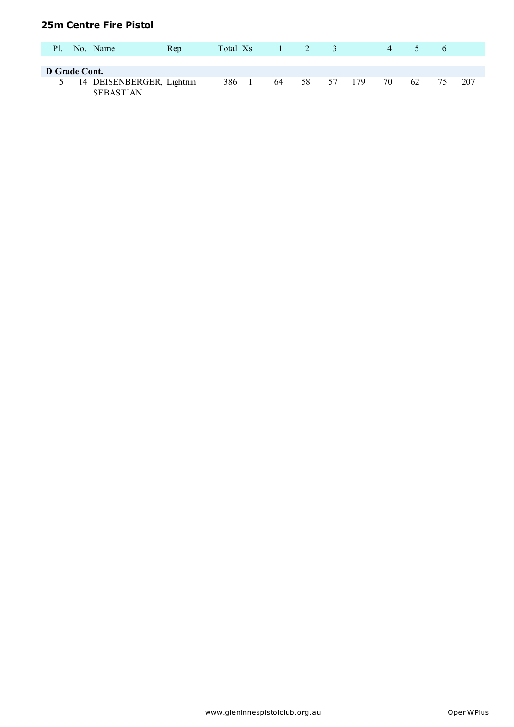## 25m Centre Fire Pistol

| Pl. | No. | Name | Rep | Total | Xs | 1 | 2 | 3 | | 4 | 5 | 6 | |
|---|---|---|---|---|---|---|---|---|---|---|---|---|---|
| **D Grade Cont.** | | | | | | | | | | | | | |
| 5 | 14 | DEISENBERGER, SEBASTIAN | Lightnin | 386 | 1 | 64 | 58 | 57 | 179 | 70 | 62 | 75 | 207 |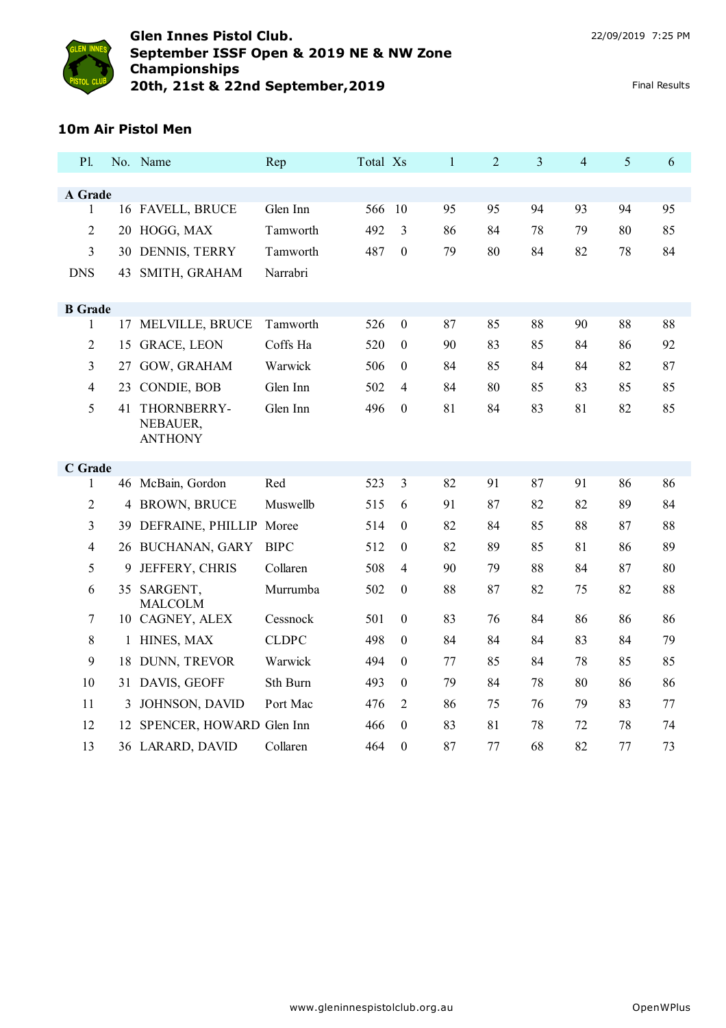# Glen Innes Pistol Club.
## September ISSF Open & 2019 NE & NW Zone Championships
## 20th, 21st & 22nd September,2019

22/09/2019 7:25 PM

Final Results

### 10m Air Pistol Men

| Pl. | No. | Name | Rep | Total | Xs | 1 | 2 | 3 | 4 | 5 | 6 |
|---|---|---|---|---|---|---|---|---|---|---|---|
| **A Grade** | | | | | | | | | | | |
| 1 | 16 | FAVELL, BRUCE | Glen Inn | 566 | 10 | 95 | 95 | 94 | 93 | 94 | 95 |
| 2 | 20 | HOGG, MAX | Tamworth | 492 | 3 | 86 | 84 | 78 | 79 | 80 | 85 |
| 3 | 30 | DENNIS, TERRY | Tamworth | 487 | 0 | 79 | 80 | 84 | 82 | 78 | 84 |
| DNS | 43 | SMITH, GRAHAM | Narrabri | | | | | | | | |
| **B Grade** | | | | | | | | | | | |
| 1 | 17 | MELVILLE, BRUCE | Tamworth | 526 | 0 | 87 | 85 | 88 | 90 | 88 | 88 |
| 2 | 15 | GRACE, LEON | Coffs Ha | 520 | 0 | 90 | 83 | 85 | 84 | 86 | 92 |
| 3 | 27 | GOW, GRAHAM | Warwick | 506 | 0 | 84 | 85 | 84 | 84 | 82 | 87 |
| 4 | 23 | CONDIE, BOB | Glen Inn | 502 | 4 | 84 | 80 | 85 | 83 | 85 | 85 |
| 5 | 41 | THORNBERRY-NEBAUER, ANTHONY | Glen Inn | 496 | 0 | 81 | 84 | 83 | 81 | 82 | 85 |
| **C Grade** | | | | | | | | | | | |
| 1 | 46 | McBain, Gordon | Red | 523 | 3 | 82 | 91 | 87 | 91 | 86 | 86 |
| 2 | 4 | BROWN, BRUCE | Muswellb | 515 | 6 | 91 | 87 | 82 | 82 | 89 | 84 |
| 3 | 39 | DEFRAINE, PHILLIP | Moree | 514 | 0 | 82 | 84 | 85 | 88 | 87 | 88 |
| 4 | 26 | BUCHANAN, GARY | BIPC | 512 | 0 | 82 | 89 | 85 | 81 | 86 | 89 |
| 5 | 9 | JEFFERY, CHRIS | Collaren | 508 | 4 | 90 | 79 | 88 | 84 | 87 | 80 |
| 6 | 35 | SARGENT, MALCOLM | Murrumba | 502 | 0 | 88 | 87 | 82 | 75 | 82 | 88 |
| 7 | 10 | CAGNEY, ALEX | Cessnock | 501 | 0 | 83 | 76 | 84 | 86 | 86 | 86 |
| 8 | 1 | HINES, MAX | CLDPC | 498 | 0 | 84 | 84 | 84 | 83 | 84 | 79 |
| 9 | 18 | DUNN, TREVOR | Warwick | 494 | 0 | 77 | 85 | 84 | 78 | 85 | 85 |
| 10 | 31 | DAVIS, GEOFF | Sth Burn | 493 | 0 | 79 | 84 | 78 | 80 | 86 | 86 |
| 11 | 3 | JOHNSON, DAVID | Port Mac | 476 | 2 | 86 | 75 | 76 | 79 | 83 | 77 |
| 12 | 12 | SPENCER, HOWARD | Glen Inn | 466 | 0 | 83 | 81 | 78 | 72 | 78 | 74 |
| 13 | 36 | LARARD, DAVID | Collaren | 464 | 0 | 87 | 77 | 68 | 82 | 77 | 73 |

www.gleninnespistolclub.org.au OpenWPlus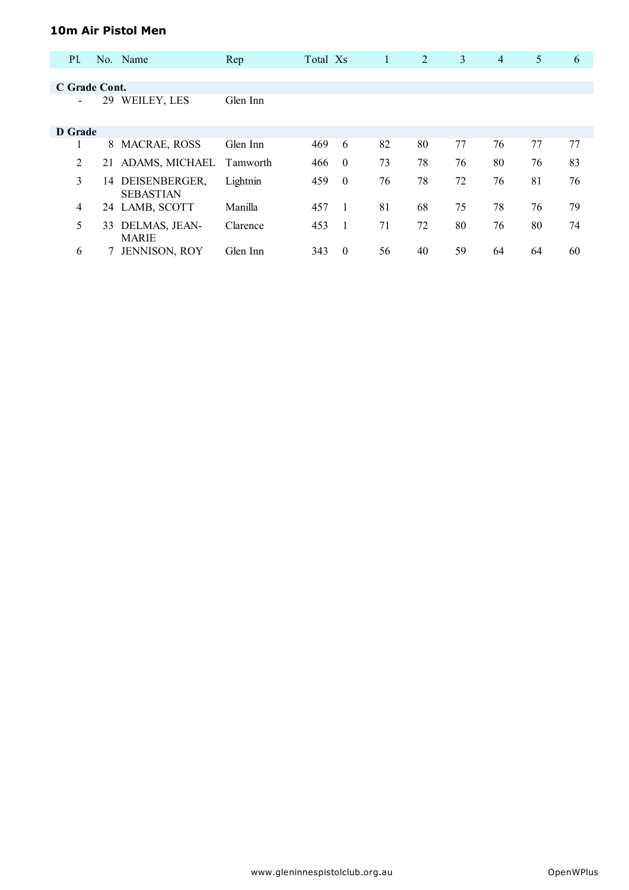## 10m Air Pistol Men

| Pl. | No. | Name | Rep | Total | Xs | 1 | 2 | 3 | 4 | 5 | 6 |
|---|---|---|---|---|---|---|---|---|---|---|---|
| **C Grade Cont.** | | | | | | | | | | | |
| - | 29 | WEILEY, LES | Glen Inn | | | | | | | | |
| **D Grade** | | | | | | | | | | | |
| 1 | 8 | MACRAE, ROSS | Glen Inn | 469 | 6 | 82 | 80 | 77 | 76 | 77 | 77 |
| 2 | 21 | ADAMS, MICHAEL | Tamworth | 466 | 0 | 73 | 78 | 76 | 80 | 76 | 83 |
| 3 | 14 | DEISENBERGER, SEBASTIAN | Lightnin | 459 | 0 | 76 | 78 | 72 | 76 | 81 | 76 |
| 4 | 24 | LAMB, SCOTT | Manilla | 457 | 1 | 81 | 68 | 75 | 78 | 76 | 79 |
| 5 | 33 | DELMAS, JEAN-MARIE | Clarence | 453 | 1 | 71 | 72 | 80 | 76 | 80 | 74 |
| 6 | 7 | JENNISON, ROY | Glen Inn | 343 | 0 | 56 | 40 | 59 | 64 | 64 | 60 |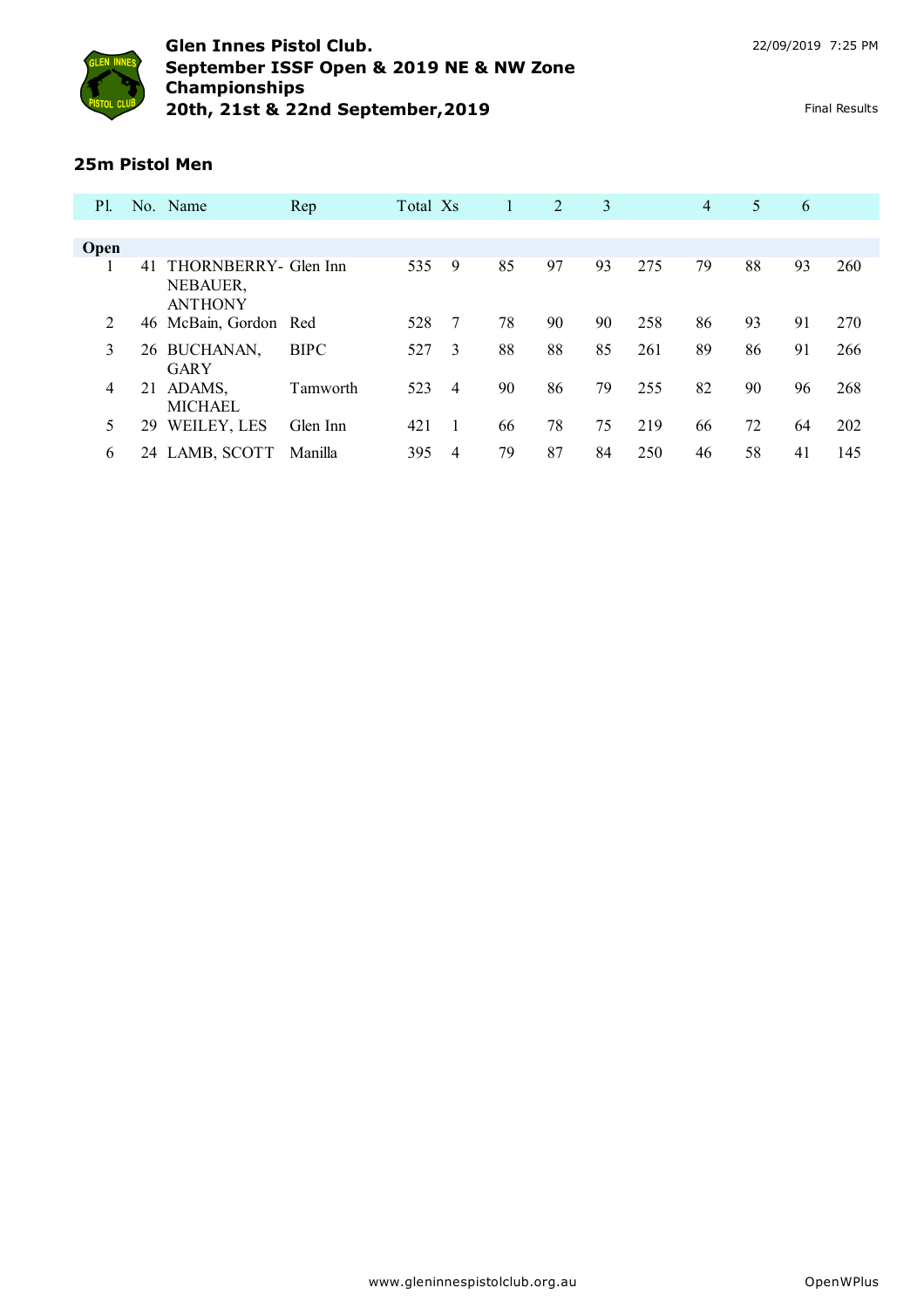# Glen Innes Pistol Club.
## September ISSF Open & 2019 NE & NW Zone Championships
## 20th, 21st & 22nd September,2019

22/09/2019 7:25 PM

Final Results

### 25m Pistol Men

| Pl. | No. | Name | Rep | Total | Xs | 1 | 2 | 3 | | 4 | 5 | 6 | |
|---|---|---|---|---|---|---|---|---|---|---|---|---|---|
| **Open** | | | | | | | | | | | | | |
| 1 | 41 | THORNBERRY-NEBAUER, ANTHONY | Glen Inn | 535 | 9 | 85 | 97 | 93 | 275 | 79 | 88 | 93 | 260 |
| 2 | 46 | McBain, Gordon | Red | 528 | 7 | 78 | 90 | 90 | 258 | 86 | 93 | 91 | 270 |
| 3 | 26 | BUCHANAN, GARY | BIPC | 527 | 3 | 88 | 88 | 85 | 261 | 89 | 86 | 91 | 266 |
| 4 | 21 | ADAMS, MICHAEL | Tamworth | 523 | 4 | 90 | 86 | 79 | 255 | 82 | 90 | 96 | 268 |
| 5 | 29 | WEILEY, LES | Glen Inn | 421 | 1 | 66 | 78 | 75 | 219 | 66 | 72 | 64 | 202 |
| 6 | 24 | LAMB, SCOTT | Manilla | 395 | 4 | 79 | 87 | 84 | 250 | 46 | 58 | 41 | 145 |

www.gleninnespistolclub.org.au OpenWPlus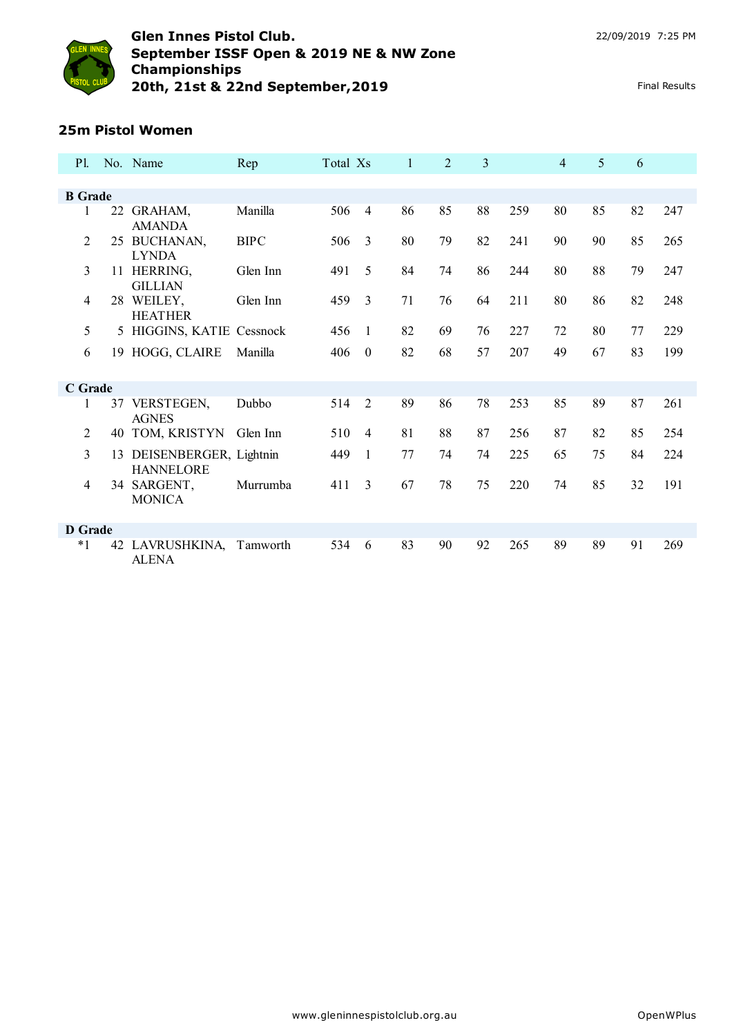# Glen Innes Pistol Club.
## September ISSF Open & 2019 NE & NW Zone Championships
## 20th, 21st & 22nd September,2019

22/09/2019 7:25 PM

Final Results

### 25m Pistol Women

| Pl. | No. | Name | Rep | Total | Xs | 1 | 2 | 3 | | 4 | 5 | 6 | |
|---|---|---|---|---|---|---|---|---|---|---|---|---|---|
| **B Grade** | | | | | | | | | | | | | |
| 1 | 22 | GRAHAM, AMANDA | Manilla | 506 | 4 | 86 | 85 | 88 | 259 | 80 | 85 | 82 | 247 |
| 2 | 25 | BUCHANAN, LYNDA | BIPC | 506 | 3 | 80 | 79 | 82 | 241 | 90 | 90 | 85 | 265 |
| 3 | 11 | HERRING, GILLIAN | Glen Inn | 491 | 5 | 84 | 74 | 86 | 244 | 80 | 88 | 79 | 247 |
| 4 | 28 | WEILEY, HEATHER | Glen Inn | 459 | 3 | 71 | 76 | 64 | 211 | 80 | 86 | 82 | 248 |
| 5 | 5 | HIGGINS, KATIE | Cessnock | 456 | 1 | 82 | 69 | 76 | 227 | 72 | 80 | 77 | 229 |
| 6 | 19 | HOGG, CLAIRE | Manilla | 406 | 0 | 82 | 68 | 57 | 207 | 49 | 67 | 83 | 199 |
| **C Grade** | | | | | | | | | | | | | |
| 1 | 37 | VERSTEGEN, AGNES | Dubbo | 514 | 2 | 89 | 86 | 78 | 253 | 85 | 89 | 87 | 261 |
| 2 | 40 | TOM, KRISTYN | Glen Inn | 510 | 4 | 81 | 88 | 87 | 256 | 87 | 82 | 85 | 254 |
| 3 | 13 | DEISENBERGER, HANNELORE | Lightnin | 449 | 1 | 77 | 74 | 74 | 225 | 65 | 75 | 84 | 224 |
| 4 | 34 | SARGENT, MONICA | Murrumba | 411 | 3 | 67 | 78 | 75 | 220 | 74 | 85 | 32 | 191 |
| **D Grade** | | | | | | | | | | | | | |
| *1 | 42 | LAVRUSHKINA, ALENA | Tamworth | 534 | 6 | 83 | 90 | 92 | 265 | 89 | 89 | 91 | 269 |

www.gleninnespistolclub.org.au OpenWPlus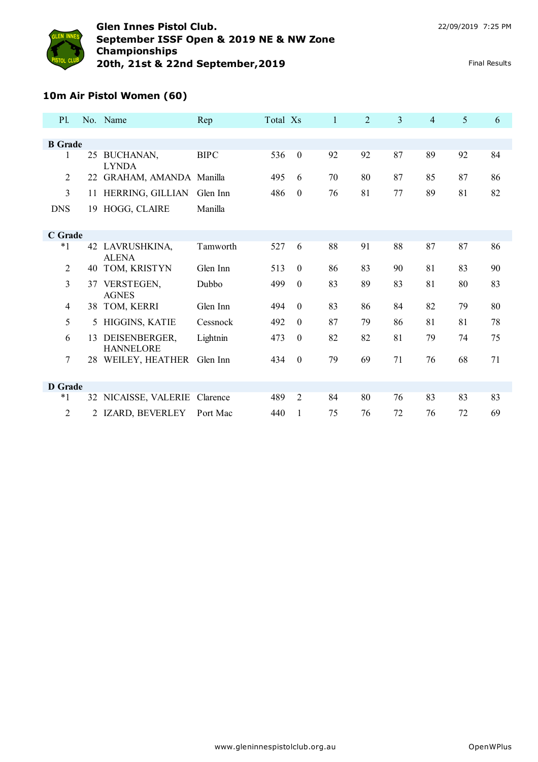# Glen Innes Pistol Club.
## September ISSF Open & 2019 NE & NW Zone Championships
## 20th, 21st & 22nd September,2019

22/09/2019 7:25 PM

Final Results

### 10m Air Pistol Women (60)

| Pl. | No. | Name | Rep | Total | Xs | 1 | 2 | 3 | 4 | 5 | 6 |
|---|---|---|---|---|---|---|---|---|---|---|---|
| **B Grade** | | | | | | | | | | | |
| 1 | 25 | BUCHANAN, LYNDA | BIPC | 536 | 0 | 92 | 92 | 87 | 89 | 92 | 84 |
| 2 | 22 | GRAHAM, AMANDA | Manilla | 495 | 6 | 70 | 80 | 87 | 85 | 87 | 86 |
| 3 | 11 | HERRING, GILLIAN | Glen Inn | 486 | 0 | 76 | 81 | 77 | 89 | 81 | 82 |
| DNS | 19 | HOGG, CLAIRE | Manilla | | | | | | | | |
| **C Grade** | | | | | | | | | | | |
| *1 | 42 | LAVRUSHKINA, ALENA | Tamworth | 527 | 6 | 88 | 91 | 88 | 87 | 87 | 86 |
| 2 | 40 | TOM, KRISTYN | Glen Inn | 513 | 0 | 86 | 83 | 90 | 81 | 83 | 90 |
| 3 | 37 | VERSTEGEN, AGNES | Dubbo | 499 | 0 | 83 | 89 | 83 | 81 | 80 | 83 |
| 4 | 38 | TOM, KERRI | Glen Inn | 494 | 0 | 83 | 86 | 84 | 82 | 79 | 80 |
| 5 | 5 | HIGGINS, KATIE | Cessnock | 492 | 0 | 87 | 79 | 86 | 81 | 81 | 78 |
| 6 | 13 | DEISENBERGER, HANNELORE | Lightnin | 473 | 0 | 82 | 82 | 81 | 79 | 74 | 75 |
| 7 | 28 | WEILEY, HEATHER | Glen Inn | 434 | 0 | 79 | 69 | 71 | 76 | 68 | 71 |
| **D Grade** | | | | | | | | | | | |
| *1 | 32 | NICAISSE, VALERIE | Clarence | 489 | 2 | 84 | 80 | 76 | 83 | 83 | 83 |
| 2 | 2 | IZARD, BEVERLEY | Port Mac | 440 | 1 | 75 | 76 | 72 | 76 | 72 | 69 |

www.gleninnespistolclub.org.au

OpenWPlus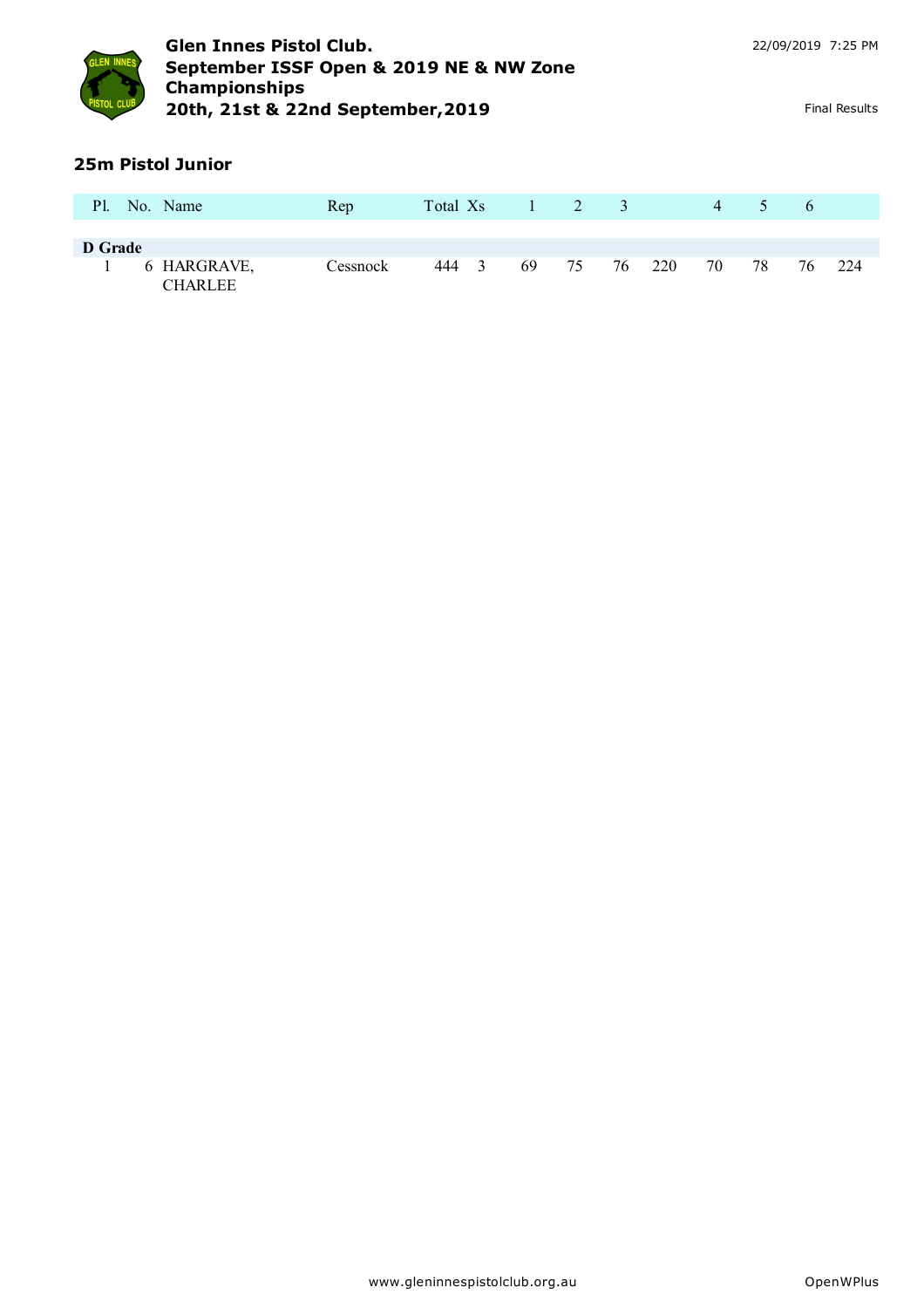# Glen Innes Pistol Club.
## September ISSF Open & 2019 NE & NW Zone Championships
## 20th, 21st & 22nd September,2019

22/09/2019 7:25 PM

Final Results

### 25m Pistol Junior

| Pl. | No. | Name | Rep | Total | Xs | 1 | 2 | 3 | | 4 | 5 | 6 | |
|---|---|---|---|---|---|---|---|---|---|---|---|---|---|
| **D Grade** | | | | | | | | | | | | | |
| 1 | 6 | HARGRAVE, CHARLEE | Cessnock | 444 | 3 | 69 | 75 | 76 | 220 | 70 | 78 | 76 | 224 |

www.gleninnespistolclub.org.au

OpenWPlus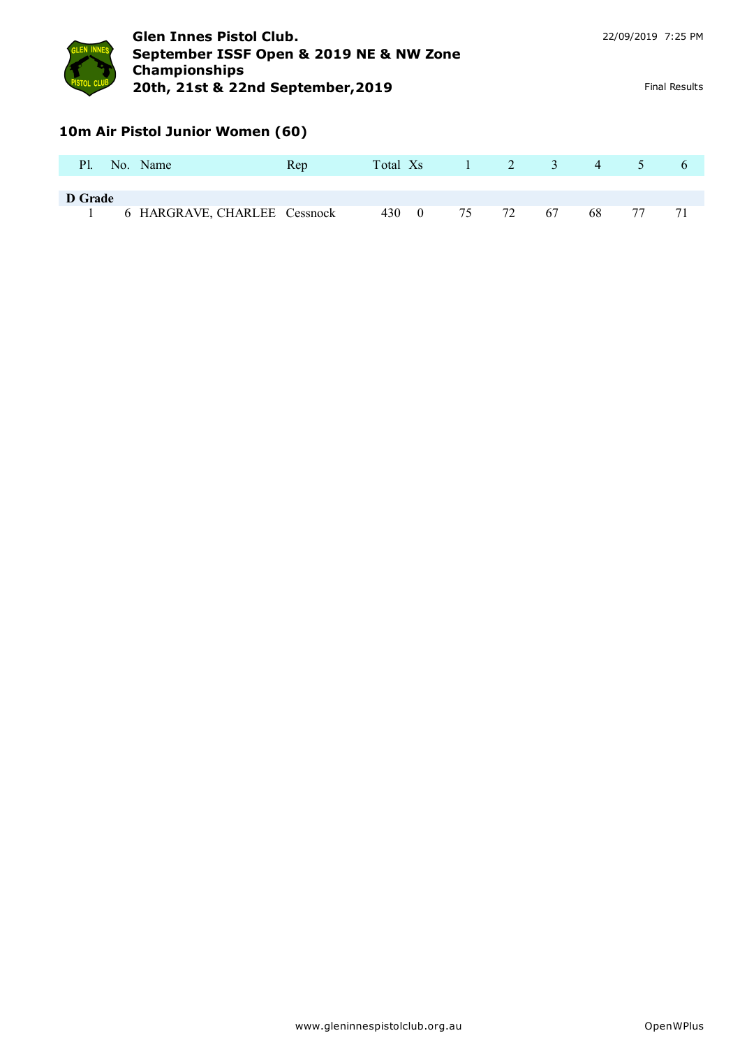# Glen Innes Pistol Club.
# September ISSF Open & 2019 NE & NW Zone Championships
# 20th, 21st & 22nd September,2019

22/09/2019 7:25 PM

Final Results

## 10m Air Pistol Junior Women (60)

| Pl. | No. | Name | Rep | Total | Xs | 1 | 2 | 3 | 4 | 5 | 6 |
|---|---|---|---|---|---|---|---|---|---|---|---|
| **D Grade** | | | | | | | | | | | |
| 1 | 6 | HARGRAVE, CHARLEE | Cessnock | 430 | 0 | 75 | 72 | 67 | 68 | 77 | 71 |

www.gleninnespistolclub.org.au

OpenWPlus